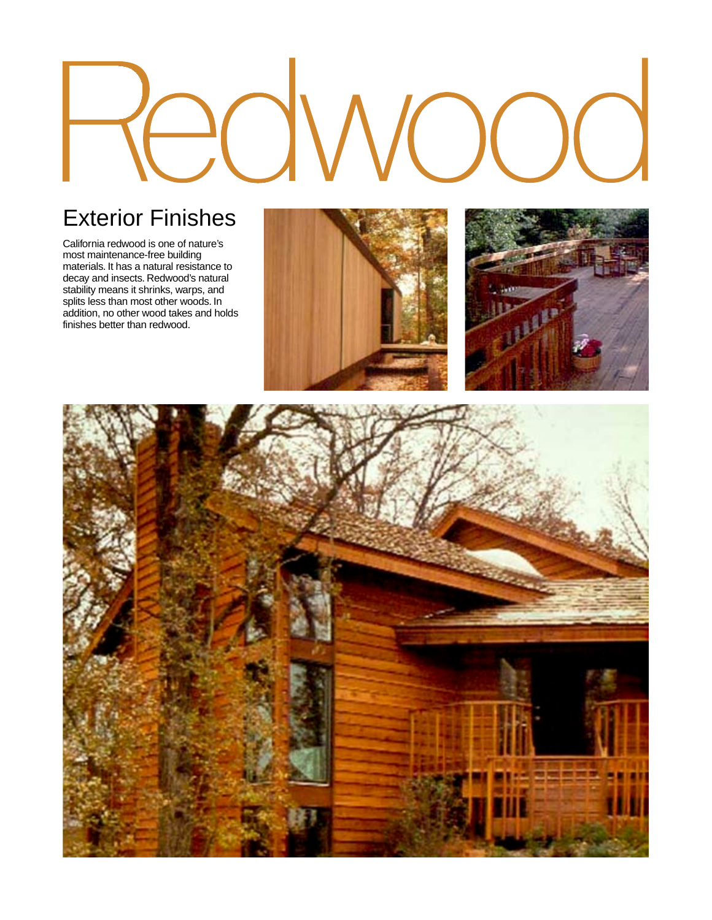# Redwood

## Exterior Finishes

California redwood is one of nature's most maintenance-free building materials. It has a natural resistance to decay and insects. Redwood's natural stability means it shrinks, warps, and splits less than most other woods. In addition, no other wood takes and holds finishes better than redwood.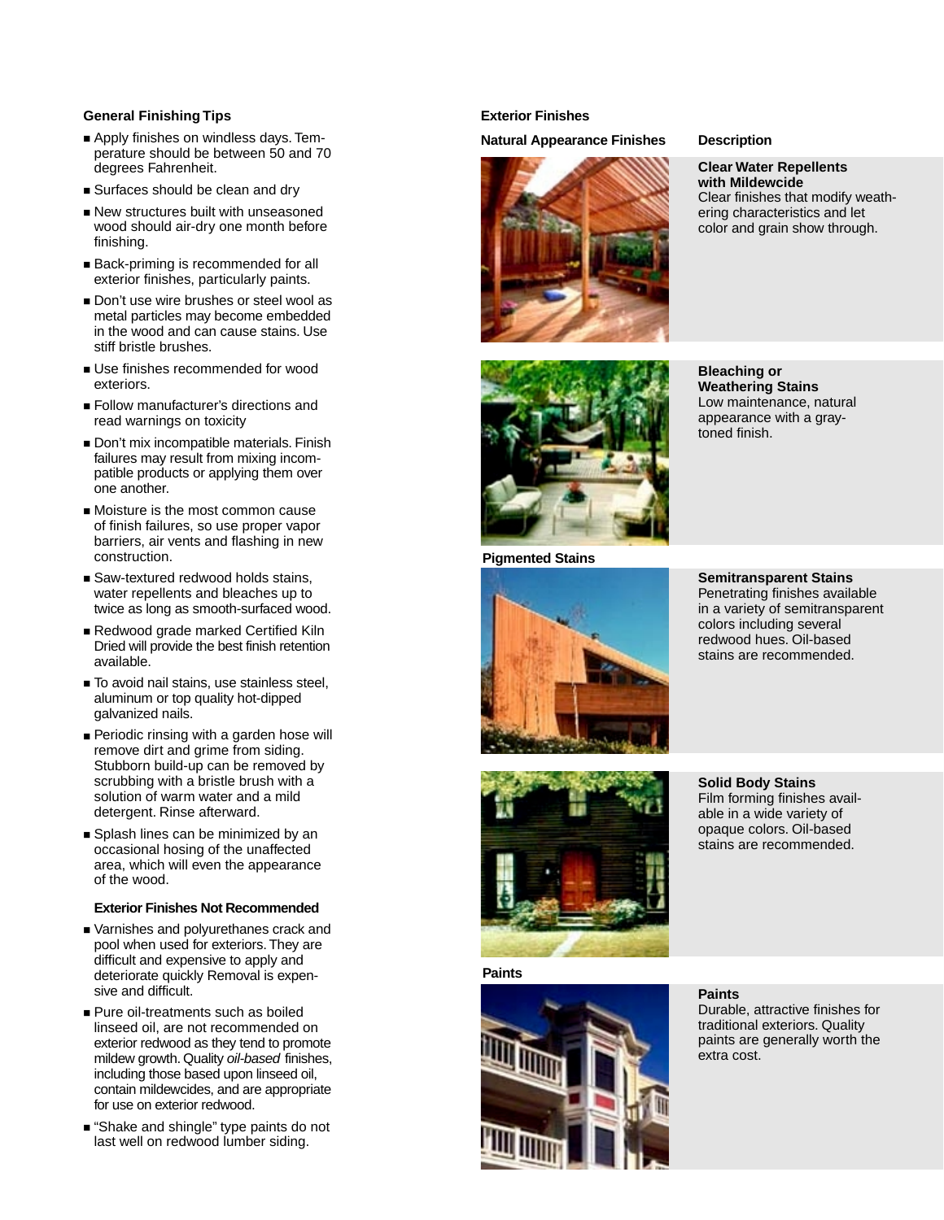## General Finishing Tips

- Apply finishes on windless days. Temperature should be between 50 and 70 degrees Fahrenheit.
- Surfaces should be clean and dry
- New structures built with unseasoned wood should air-dry one month before finishing.
- Back-priming is recommended for all exterior finishes, particularly paints.
- Don't use wire brushes or steel wool as metal particles may become embedded in the wood and can cause stains. Use stiff bristle brushes.
- Use finishes recommended for wood exteriors.
- Follow manufacturer's directions and read warnings on toxicity
- Don't mix incompatible materials. Finish failures may result from mixing incompatible products or applying them over one another.
- Moisture is the most common cause of finish failures, so use proper vapor barriers, air vents and flashing in new construction.
- Saw-textured redwood holds stains, water repellents and bleaches up to twice as long as smooth-surfaced wood.
- Redwood grade marked Certified Kiln Dried will provide the best finish retention available.
- To avoid nail stains, use stainless steel, aluminum or top quality hot-dipped galvanized nails.
- Periodic rinsing with a garden hose will remove dirt and grime from siding. Stubborn build-up can be removed by scrubbing with a bristle brush with a solution of warm water and a mild detergent. Rinse afterward.
- Splash lines can be minimized by an occasional hosing of the unaffected area, which will even the appearance of the wood.

### Exterior Finishes Not Recommended

- Varnishes and polyurethanes crack and pool when used for exteriors. They are difficult and expensive to apply and deteriorate quickly Removal is expensive and difficult.
- Pure oil-treatments such as boiled linseed oil, are not recommended on exterior redwood as they tend to promote mildew growth. Quality *oil-based* finishes, including those based upon linseed oil, contain mildewcides, and are appropriate for use on exterior redwood.
- "Shake and shingle" type paints do not last well on redwood lumber siding.

## Exterior Finishes

### Natural Appearance Finishes

**Description**

**Clear Water Repellents with Mildewcide**
Clear finishes that modify weathering characteristics and let color and grain show through.

**Bleaching or Weathering Stains**
Low maintenance, natural appearance with a gray-toned finish.

### Pigmented Stains

**Semitransparent Stains**
Penetrating finishes available in a variety of semitransparent colors including several redwood hues. Oil-based stains are recommended.

**Solid Body Stains**
Film forming finishes available in a wide variety of opaque colors. Oil-based stains are recommended.

### Paints

**Paints**
Durable, attractive finishes for traditional exteriors. Quality paints are generally worth the extra cost.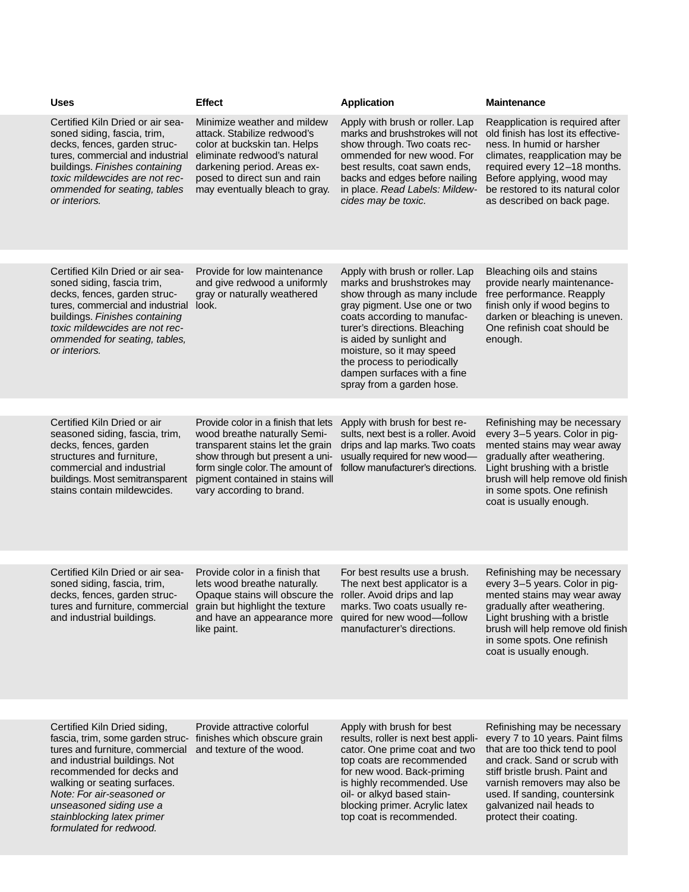| Uses | Effect | Application | Maintenance |
|---|---|---|---|
| Certified Kiln Dried or air seasoned siding, fascia, trim, decks, fences, garden structures, commercial and industrial buildings. *Finishes containing toxic mildewcides are not recommended for seating, tables or interiors.* | Minimize weather and mildew attack. Stabilize redwood's color at buckskin tan. Helps eliminate redwood's natural darkening period. Areas exposed to direct sun and rain may eventually bleach to gray. | Apply with brush or roller. Lap marks and brushstrokes will not show through. Two coats recommended for new wood. For best results, coat sawn ends, backs and edges before nailing in place. *Read Labels: Mildewcides may be toxic.* | Reapplication is required after old finish has lost its effectiveness. In humid or harsher climates, reapplication may be required every 12–18 months. Before applying, wood may be restored to its natural color as described on back page. |
| Certified Kiln Dried or air seasoned siding, fascia trim, decks, fences, garden structures, commercial and industrial buildings. *Finishes containing toxic mildewcides are not recommended for seating, tables, or interiors.* | Provide for low maintenance and give redwood a uniformly gray or naturally weathered look. | Apply with brush or roller. Lap marks and brushstrokes may show through as many include gray pigment. Use one or two coats according to manufacturer's directions. Bleaching is aided by sunlight and moisture, so it may speed the process to periodically dampen surfaces with a fine spray from a garden hose. | Bleaching oils and stains provide nearly maintenance-free performance. Reapply finish only if wood begins to darken or bleaching is uneven. One refinish coat should be enough. |
| Certified Kiln Dried or air seasoned siding, fascia, trim, decks, fences, garden structures and furniture, commercial and industrial buildings. Most semitransparent stains contain mildewcides. | Provide color in a finish that lets wood breathe naturally Semi-transparent stains let the grain show through but present a uniform single color. The amount of pigment contained in stains will vary according to brand. | Apply with brush for best results, next best is a roller. Avoid drips and lap marks. Two coats usually required for new wood—follow manufacturer's directions. | Refinishing may be necessary every 3–5 years. Color in pigmented stains may wear away gradually after weathering. Light brushing with a bristle brush will help remove old finish in some spots. One refinish coat is usually enough. |
| Certified Kiln Dried or air seasoned siding, fascia, trim, decks, fences, garden structures and furniture, commercial and industrial buildings. | Provide color in a finish that lets wood breathe naturally. Opaque stains will obscure the grain but highlight the texture and have an appearance more like paint. | For best results use a brush. The next best applicator is a roller. Avoid drips and lap marks. Two coats usually required for new wood—follow manufacturer's directions. | Refinishing may be necessary every 3–5 years. Color in pigmented stains may wear away gradually after weathering. Light brushing with a bristle brush will help remove old finish in some spots. One refinish coat is usually enough. |
| Certified Kiln Dried siding, fascia, trim, some garden structures and furniture, commercial and industrial buildings. Not recommended for decks and walking or seating surfaces. *Note: For air-seasoned or unseasoned siding use a stainblocking latex primer formulated for redwood.* | Provide attractive colorful finishes which obscure grain and texture of the wood. | Apply with brush for best results, roller is next best applicator. One prime coat and two top coats are recommended for new wood. Back-priming is highly recommended. Use oil- or alkyd based stain-blocking primer. Acrylic latex top coat is recommended. | Refinishing may be necessary every 7 to 10 years. Paint films that are too thick tend to pool and crack. Sand or scrub with stiff bristle brush. Paint and varnish removers may also be used. If sanding, countersink galvanized nail heads to protect their coating. |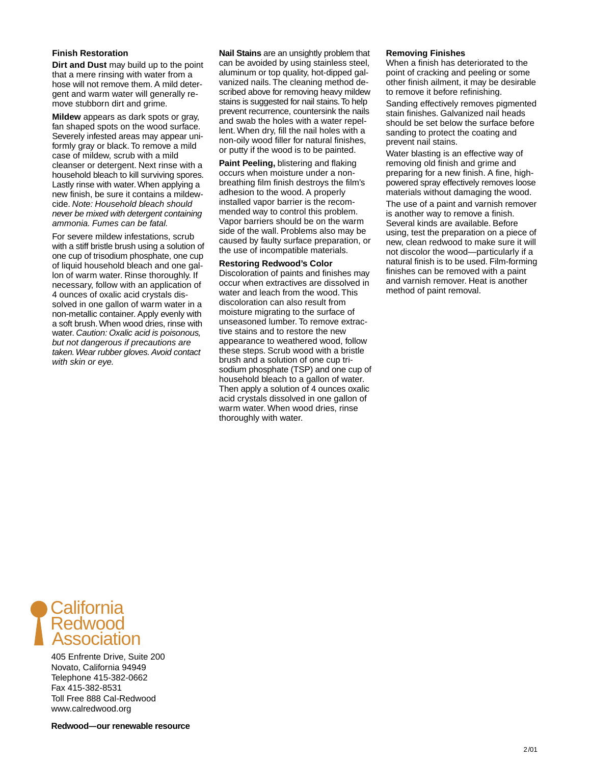## Finish Restoration

**Dirt and Dust** may build up to the point that a mere rinsing with water from a hose will not remove them. A mild detergent and warm water will generally remove stubborn dirt and grime.

**Mildew** appears as dark spots or gray, fan shaped spots on the wood surface. Severely infested areas may appear uniformly gray or black. To remove a mild case of mildew, scrub with a mild cleanser or detergent. Next rinse with a household bleach to kill surviving spores. Lastly rinse with water. When applying a new finish, be sure it contains a mildewcide. *Note: Household bleach should never be mixed with detergent containing ammonia. Fumes can be fatal.*

For severe mildew infestations, scrub with a stiff bristle brush using a solution of one cup of trisodium phosphate, one cup of liquid household bleach and one gallon of warm water. Rinse thoroughly. If necessary, follow with an application of 4 ounces of oxalic acid crystals dissolved in one gallon of warm water in a non-metallic container. Apply evenly with a soft brush. When wood dries, rinse with water. *Caution: Oxalic acid is poisonous, but not dangerous if precautions are taken. Wear rubber gloves. Avoid contact with skin or eye.*

**Nail Stains** are an unsightly problem that can be avoided by using stainless steel, aluminum or top quality, hot-dipped galvanized nails. The cleaning method described above for removing heavy mildew stains is suggested for nail stains. To help prevent recurrence, countersink the nails and swab the holes with a water repellent. When dry, fill the nail holes with a non-oily wood filler for natural finishes, or putty if the wood is to be painted.

**Paint Peeling,** blistering and flaking occurs when moisture under a non-breathing film finish destroys the film's adhesion to the wood. A properly installed vapor barrier is the recommended way to control this problem. Vapor barriers should be on the warm side of the wall. Problems also may be caused by faulty surface preparation, or the use of incompatible materials.

### Restoring Redwood's Color

Discoloration of paints and finishes may occur when extractives are dissolved in water and leach from the wood. This discoloration can also result from moisture migrating to the surface of unseasoned lumber. To remove extractive stains and to restore the new appearance to weathered wood, follow these steps. Scrub wood with a bristle brush and a solution of one cup trisodium phosphate (TSP) and one cup of household bleach to a gallon of water. Then apply a solution of 4 ounces oxalic acid crystals dissolved in one gallon of warm water. When wood dries, rinse thoroughly with water.

### Removing Finishes

When a finish has deteriorated to the point of cracking and peeling or some other finish ailment, it may be desirable to remove it before refinishing.

Sanding effectively removes pigmented stain finishes. Galvanized nail heads should be set below the surface before sanding to protect the coating and prevent nail stains.

Water blasting is an effective way of removing old finish and grime and preparing for a new finish. A fine, high-powered spray effectively removes loose materials without damaging the wood.

The use of a paint and varnish remover is another way to remove a finish. Several kinds are available. Before using, test the preparation on a piece of new, clean redwood to make sure it will not discolor the wood—particularly if a natural finish is to be used. Film-forming finishes can be removed with a paint and varnish remover. Heat is another method of paint removal.

California Redwood Association

405 Enfrente Drive, Suite 200
Novato, California 94949
Telephone 415-382-0662
Fax 415-382-8531
Toll Free 888 Cal-Redwood
www.calredwood.org

**Redwood—our renewable resource**

2/01